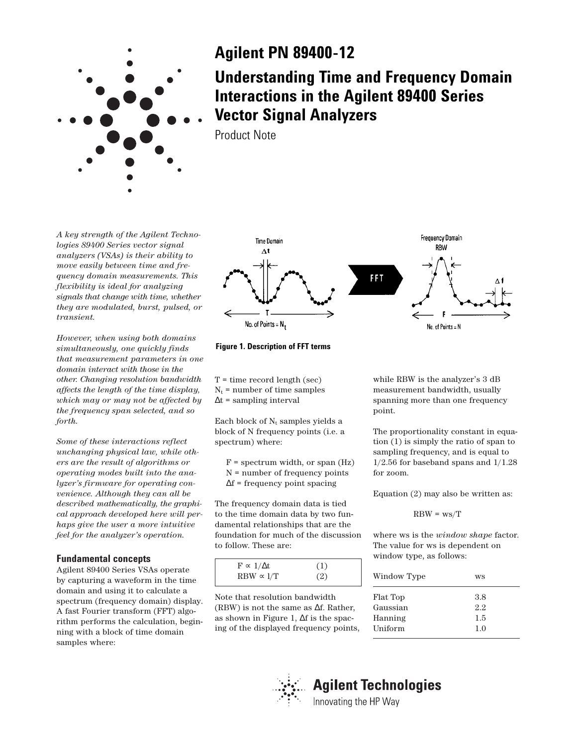# Agilent PN 89400-12

# Understanding Time and Frequency Domain Interactions in the Agilent 89400 Series Vector Signal Analyzers

Product Note

*A key strength of the Agilent Technologies 89400 Series vector signal analyzers (VSAs) is their ability to move easily between time and frequency domain measurements. This flexibility is ideal for analyzing signals that change with time, whether they are modulated, burst, pulsed, or transient.*

*However, when using both domains simultaneously, one quickly finds that measurement parameters in one domain interact with those in the other. Changing resolution bandwidth affects the length of the time display, which may or may not be affected by the frequency span selected, and so forth.*

*Some of these interactions reflect unchanging physical law, while others are the result of algorithms or operating modes built into the analyzer's firmware for operating convenience. Although they can all be described mathematically, the graphical approach developed here will perhaps give the user a more intuitive feel for the analyzer's operation.*

**Figure 1. Description of FFT terms**

## Fundamental concepts

Agilent 89400 Series VSAs operate by capturing a waveform in the time domain and using it to calculate a spectrum (frequency domain) display. A fast Fourier transform (FFT) algorithm performs the calculation, beginning with a block of time domain samples where:

$T$ = time record length (sec)
$N_t$ = number of time samples
$\Delta t$ = sampling interval

Each block of $N_t$ samples yields a block of N frequency points (i.e. a spectrum) where:

$F$ = spectrum width, or span (Hz)
$N$ = number of frequency points
$\Delta f$ = frequency point spacing

The frequency domain data is tied to the time domain data by two fundamental relationships that are the foundation for much of the discussion to follow. These are:

$$F \propto 1/\Delta t \quad (1)$$

$$RBW \propto 1/T \quad (2)$$

Note that resolution bandwidth (RBW) is not the same as $\Delta f$. Rather, as shown in Figure 1, $\Delta f$ is the spacing of the displayed frequency points, while RBW is the analyzer's 3 dB measurement bandwidth, usually spanning more than one frequency point.

The proportionality constant in equation (1) is simply the ratio of span to sampling frequency, and is equal to 1/2.56 for baseband spans and 1/1.28 for zoom.

Equation (2) may also be written as:

$$RBW = ws/T$$

where ws is the *window shape* factor. The value for ws is dependent on window type, as follows:

| Window Type | ws |
|---|---|
| Flat Top | 3.8 |
| Gaussian | 2.2 |
| Hanning | 1.5 |
| Uniform | 1.0 |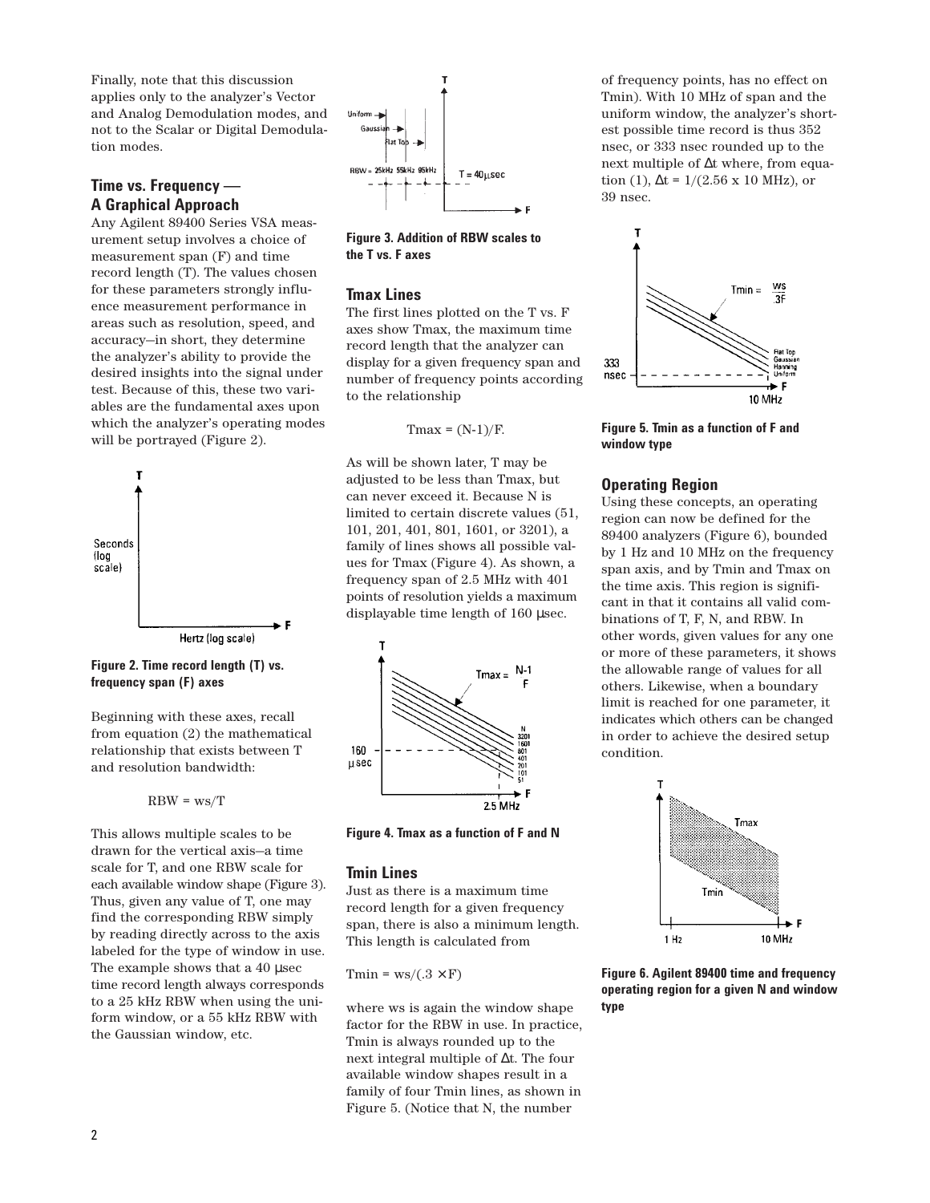Finally, note that this discussion applies only to the analyzer's Vector and Analog Demodulation modes, and not to the Scalar or Digital Demodulation modes.

## Time vs. Frequency — A Graphical Approach

Any Agilent 89400 Series VSA measurement setup involves a choice of measurement span (F) and time record length (T). The values chosen for these parameters strongly influence measurement performance in areas such as resolution, speed, and accuracy—in short, they determine the analyzer's ability to provide the desired insights into the signal under test. Because of this, these two variables are the fundamental axes upon which the analyzer's operating modes will be portrayed (Figure 2).

**Figure 2. Time record length (T) vs. frequency span (F) axes**

Beginning with these axes, recall from equation (2) the mathematical relationship that exists between T and resolution bandwidth:

$$RBW = ws/T$$

This allows multiple scales to be drawn for the vertical axis—a time scale for T, and one RBW scale for each available window shape (Figure 3). Thus, given any value of T, one may find the corresponding RBW simply by reading directly across to the axis labeled for the type of window in use. The example shows that a 40 µsec time record length always corresponds to a 25 kHz RBW when using the uniform window, or a 55 kHz RBW with the Gaussian window, etc.

**Figure 3. Addition of RBW scales to the T vs. F axes**

## Tmax Lines

The first lines plotted on the T vs. F axes show Tmax, the maximum time record length that the analyzer can display for a given frequency span and number of frequency points according to the relationship

$$Tmax = (N-1)/F.$$

As will be shown later, T may be adjusted to be less than Tmax, but can never exceed it. Because N is limited to certain discrete values (51, 101, 201, 401, 801, 1601, or 3201), a family of lines shows all possible values for Tmax (Figure 4). As shown, a frequency span of 2.5 MHz with 401 points of resolution yields a maximum displayable time length of 160 µsec.

**Figure 4. Tmax as a function of F and N**

## Tmin Lines

Just as there is a maximum time record length for a given frequency span, there is also a minimum length. This length is calculated from

$$Tmin = ws/(.3 \times F)$$

where ws is again the window shape factor for the RBW in use. In practice, Tmin is always rounded up to the next integral multiple of Δt. The four available window shapes result in a family of four Tmin lines, as shown in Figure 5. (Notice that N, the number of frequency points, has no effect on Tmin). With 10 MHz of span and the uniform window, the analyzer's shortest possible time record is thus 352 nsec, or 333 nsec rounded up to the next multiple of Δt where, from equation (1), Δt = 1/(2.56 x 10 MHz), or 39 nsec.

**Figure 5. Tmin as a function of F and window type**

## Operating Region

Using these concepts, an operating region can now be defined for the 89400 analyzers (Figure 6), bounded by 1 Hz and 10 MHz on the frequency span axis, and by Tmin and Tmax on the time axis. This region is significant in that it contains all valid combinations of T, F, N, and RBW. In other words, given values for any one or more of these parameters, it shows the allowable range of values for all others. Likewise, when a boundary limit is reached for one parameter, it indicates which others can be changed in order to achieve the desired setup condition.

**Figure 6. Agilent 89400 time and frequency operating region for a given N and window type**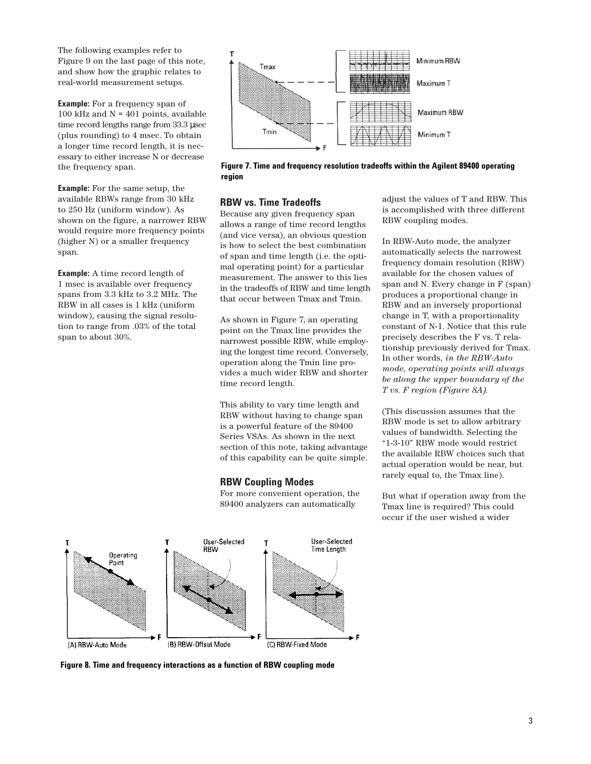The following examples refer to Figure 9 on the last page of this note, and show how the graphic relates to real-world measurement setups.

**Example:** For a frequency span of 100 kHz and N = 401 points, available time record lengths range from 33.3 μsec (plus rounding) to 4 msec. To obtain a longer time record length, it is necessary to either increase N or decrease the frequency span.

**Example:** For the same setup, the available RBWs range from 30 kHz to 250 Hz (uniform window). As shown on the figure, a narrower RBW would require more frequency points (higher N) or a smaller frequency span.

**Example:** A time record length of 1 msec is available over frequency spans from 3.3 kHz to 3.2 MHz. The RBW in all cases is 1 kHz (uniform window), causing the signal resolution to range from .03% of the total span to about 30%.

**Figure 7. Time and frequency resolution tradeoffs within the Agilent 89400 operating region**

## RBW vs. Time Tradeoffs

Because any given frequency span allows a range of time record lengths (and vice versa), an obvious question is how to select the best combination of span and time length (i.e. the optimal operating point) for a particular measurement. The answer to this lies in the tradeoffs of RBW and time length that occur between Tmax and Tmin.

As shown in Figure 7, an operating point on the Tmax line provides the narrowest possible RBW, while employing the longest time record. Conversely, operation along the Tmin line provides a much wider RBW and shorter time record length.

This ability to vary time length and RBW without having to change span is a powerful feature of the 89400 Series VSAs. As shown in the next section of this note, taking advantage of this capability can be quite simple.

## RBW Coupling Modes

For more convenient operation, the 89400 analyzers can automatically adjust the values of T and RBW. This is accomplished with three different RBW coupling modes.

In RBW-Auto mode, the analyzer automatically selects the narrowest frequency domain resolution (RBW) available for the chosen values of span and N. Every change in F (span) produces a proportional change in RBW and an inversely proportional change in T, with a proportionality constant of N-1. Notice that this rule precisely describes the F vs. T relationship previously derived for Tmax. In other words, *in the RBW-Auto mode, operating points will always be along the upper boundary of the T vs. F region (Figure 8A).*

(This discussion assumes that the RBW mode is set to allow arbitrary values of bandwidth. Selecting the "1-3-10" RBW mode would restrict the available RBW choices such that actual operation would be near, but rarely equal to, the Tmax line).

But what if operation away from the Tmax line is required? This could occur if the user wished a wider

**Figure 8. Time and frequency interactions as a function of RBW coupling mode**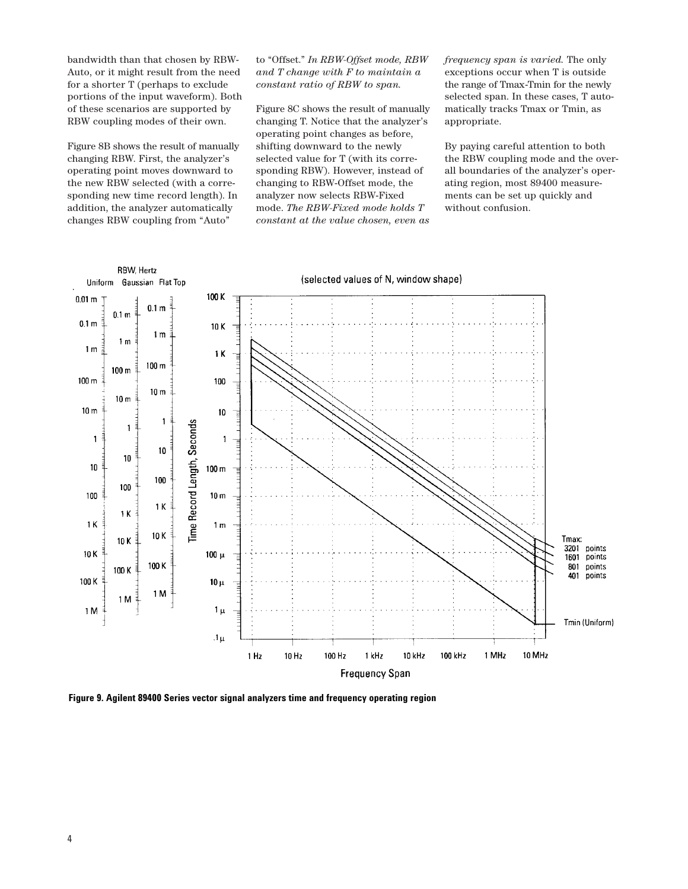bandwidth than that chosen by RBW-Auto, or it might result from the need for a shorter T (perhaps to exclude portions of the input waveform). Both of these scenarios are supported by RBW coupling modes of their own.

Figure 8B shows the result of manually changing RBW. First, the analyzer's operating point moves downward to the new RBW selected (with a corresponding new time record length). In addition, the analyzer automatically changes RBW coupling from "Auto" to "Offset." *In RBW-Offset mode, RBW and T change with F to maintain a constant ratio of RBW to span.*

Figure 8C shows the result of manually changing T. Notice that the analyzer's operating point changes as before, shifting downward to the newly selected value for T (with its corresponding RBW). However, instead of changing to RBW-Offset mode, the analyzer now selects RBW-Fixed mode. *The RBW-Fixed mode holds T constant at the value chosen, even as frequency span is varied.* The only exceptions occur when T is outside the range of Tmax-Tmin for the newly selected span. In these cases, T automatically tracks Tmax or Tmin, as appropriate.

By paying careful attention to both the RBW coupling mode and the overall boundaries of the analyzer's operating region, most 89400 measurements can be set up quickly and without confusion.

**Figure 9. Agilent 89400 Series vector signal analyzers time and frequency operating region**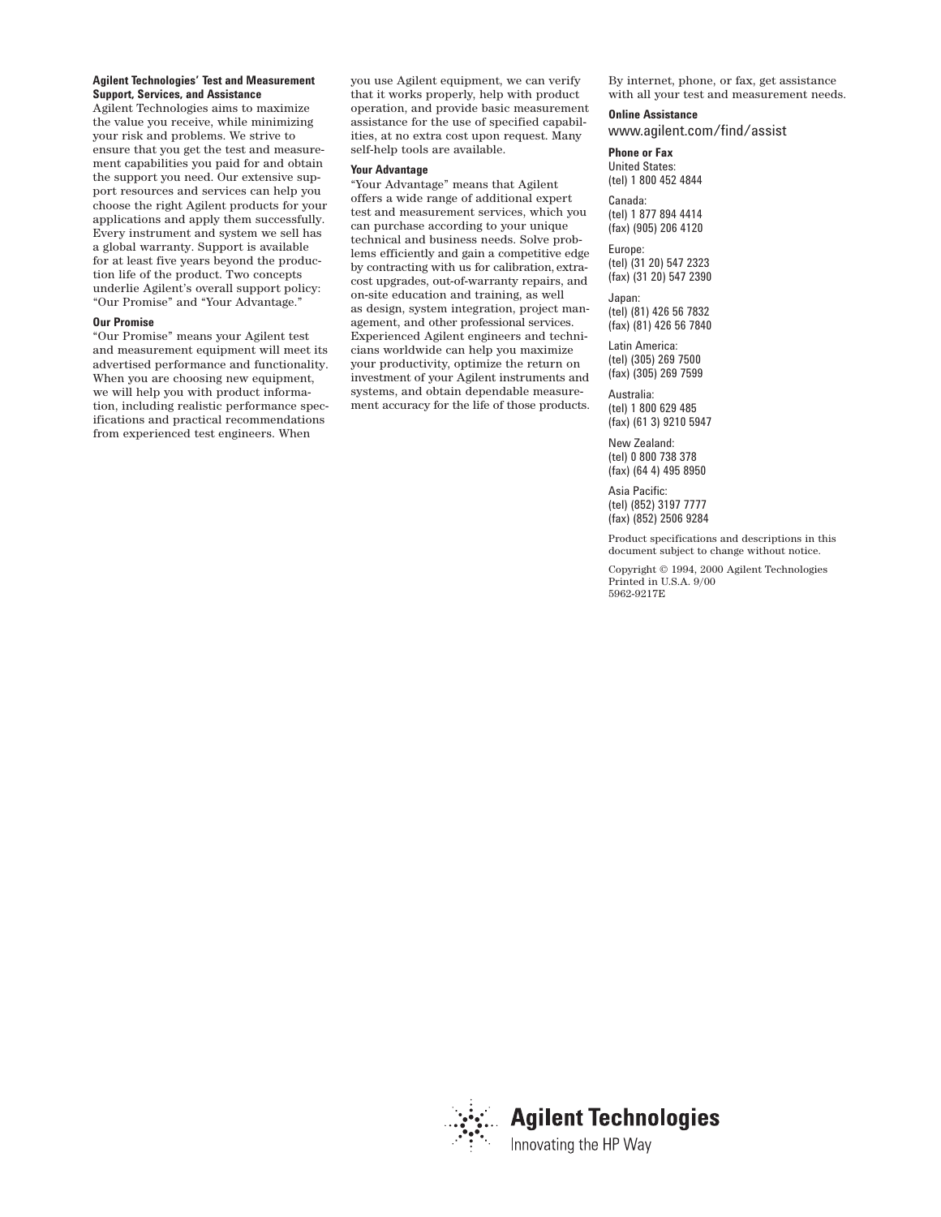**Agilent Technologies' Test and Measurement Support, Services, and Assistance**

Agilent Technologies aims to maximize the value you receive, while minimizing your risk and problems. We strive to ensure that you get the test and measurement capabilities you paid for and obtain the support you need. Our extensive support resources and services can help you choose the right Agilent products for your applications and apply them successfully. Every instrument and system we sell has a global warranty. Support is available for at least five years beyond the production life of the product. Two concepts underlie Agilent's overall support policy: "Our Promise" and "Your Advantage."

**Our Promise**

"Our Promise" means your Agilent test and measurement equipment will meet its advertised performance and functionality. When you are choosing new equipment, we will help you with product information, including realistic performance specifications and practical recommendations from experienced test engineers. When you use Agilent equipment, we can verify that it works properly, help with product operation, and provide basic measurement assistance for the use of specified capabilities, at no extra cost upon request. Many self-help tools are available.

**Your Advantage**

"Your Advantage" means that Agilent offers a wide range of additional expert test and measurement services, which you can purchase according to your unique technical and business needs. Solve problems efficiently and gain a competitive edge by contracting with us for calibration, extra-cost upgrades, out-of-warranty repairs, and on-site education and training, as well as design, system integration, project management, and other professional services. Experienced Agilent engineers and technicians worldwide can help you maximize your productivity, optimize the return on investment of your Agilent instruments and systems, and obtain dependable measurement accuracy for the life of those products.

By internet, phone, or fax, get assistance with all your test and measurement needs.

**Online Assistance**

www.agilent.com/find/assist

**Phone or Fax**

United States:
(tel) 1 800 452 4844

Canada:
(tel) 1 877 894 4414
(fax) (905) 206 4120

Europe:
(tel) (31 20) 547 2323
(fax) (31 20) 547 2390

Japan:
(tel) (81) 426 56 7832
(fax) (81) 426 56 7840

Latin America:
(tel) (305) 269 7500
(fax) (305) 269 7599

Australia:
(tel) 1 800 629 485
(fax) (61 3) 9210 5947

New Zealand:
(tel) 0 800 738 378
(fax) (64 4) 495 8950

Asia Pacific:
(tel) (852) 3197 7777
(fax) (852) 2506 9284

Product specifications and descriptions in this document subject to change without notice.

Copyright © 1994, 2000 Agilent Technologies
Printed in U.S.A. 9/00
5962-9217E

**Agilent Technologies**
Innovating the HP Way